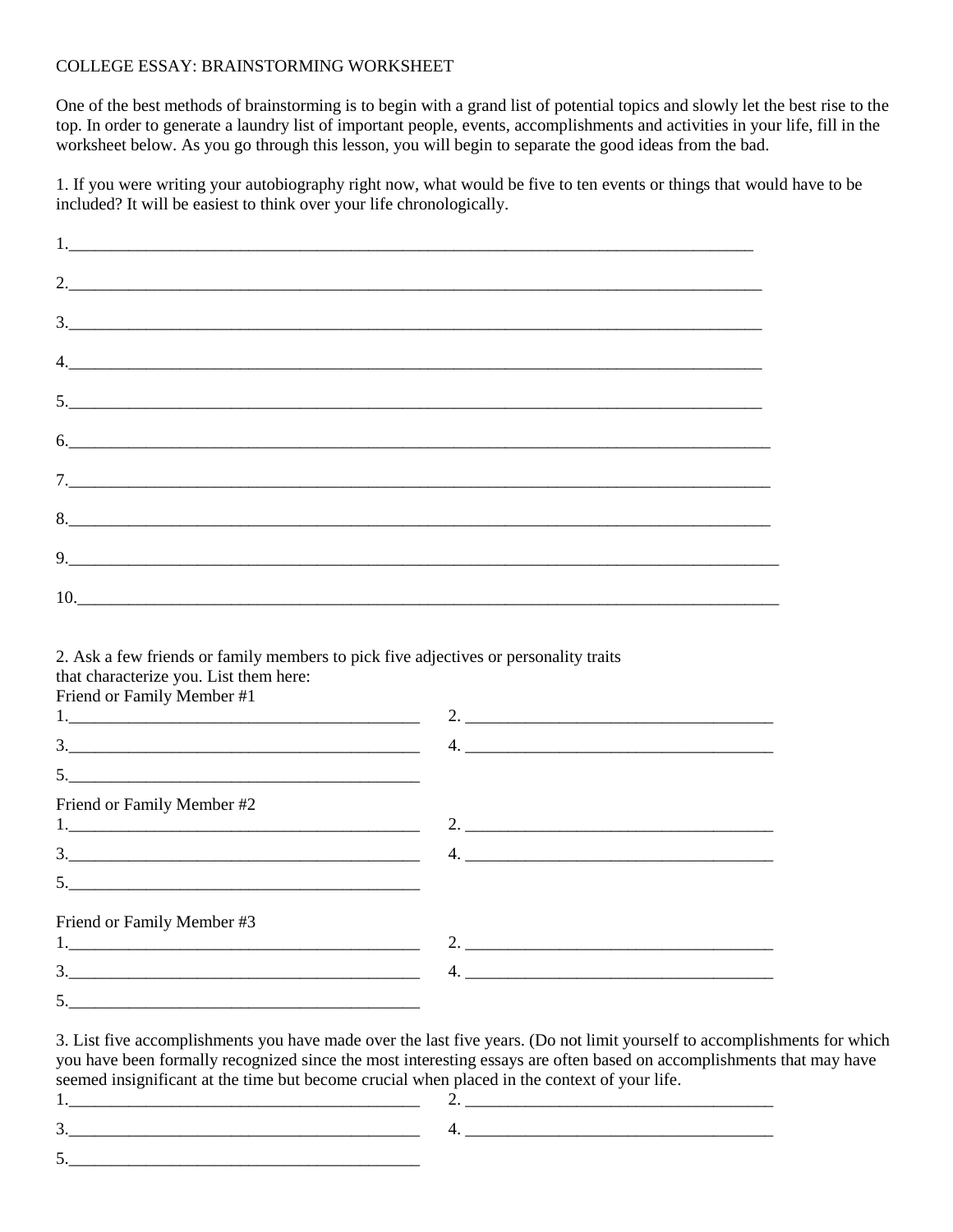# COLLEGE ESSAY: BRAINSTORMING WORKSHEET

One of the best methods of brainstorming is to begin with a grand list of potential topics and slowly let the best rise to the top. In order to generate a laundry list of important people, events, accomplishments and activities in your life, fill in the worksheet below. As you go through this lesson, you will begin to separate the good ideas from the bad.

1. If you were writing your autobiography right now, what would be five to ten events or things that would have to be included? It will be easiest to think over your life chronologically.

1.\_\_\_\_\_\_\_\_\_\_\_\_\_\_\_\_\_\_\_\_\_\_\_\_\_\_\_\_\_\_\_\_\_\_\_\_\_\_\_\_\_\_\_\_\_\_\_\_\_\_\_\_\_\_\_\_\_\_\_\_\_\_\_\_\_\_\_\_\_\_\_\_\_\_\_\_\_\_\_\_\_\_\_\_

2.\_\_\_\_\_\_\_\_\_\_\_\_\_\_\_\_\_\_\_\_\_\_\_\_\_\_\_\_\_\_\_\_\_\_\_\_\_\_\_\_\_\_\_\_\_\_\_\_\_\_\_\_\_\_\_\_\_\_\_\_\_\_\_\_\_\_\_\_\_\_\_\_\_\_\_\_\_\_\_\_\_\_\_\_

3.\_\_\_\_\_\_\_\_\_\_\_\_\_\_\_\_\_\_\_\_\_\_\_\_\_\_\_\_\_\_\_\_\_\_\_\_\_\_\_\_\_\_\_\_\_\_\_\_\_\_\_\_\_\_\_\_\_\_\_\_\_\_\_\_\_\_\_\_\_\_\_\_\_\_\_\_\_\_\_\_\_\_\_\_

4.\_\_\_\_\_\_\_\_\_\_\_\_\_\_\_\_\_\_\_\_\_\_\_\_\_\_\_\_\_\_\_\_\_\_\_\_\_\_\_\_\_\_\_\_\_\_\_\_\_\_\_\_\_\_\_\_\_\_\_\_\_\_\_\_\_\_\_\_\_\_\_\_\_\_\_\_\_\_\_\_\_\_\_\_

5.\_\_\_\_\_\_\_\_\_\_\_\_\_\_\_\_\_\_\_\_\_\_\_\_\_\_\_\_\_\_\_\_\_\_\_\_\_\_\_\_\_\_\_\_\_\_\_\_\_\_\_\_\_\_\_\_\_\_\_\_\_\_\_\_\_\_\_\_\_\_\_\_\_\_\_\_\_\_\_\_\_\_\_\_

6.\_\_\_\_\_\_\_\_\_\_\_\_\_\_\_\_\_\_\_\_\_\_\_\_\_\_\_\_\_\_\_\_\_\_\_\_\_\_\_\_\_\_\_\_\_\_\_\_\_\_\_\_\_\_\_\_\_\_\_\_\_\_\_\_\_\_\_\_\_\_\_\_\_\_\_\_\_\_\_\_\_\_\_\_

7.\_\_\_\_\_\_\_\_\_\_\_\_\_\_\_\_\_\_\_\_\_\_\_\_\_\_\_\_\_\_\_\_\_\_\_\_\_\_\_\_\_\_\_\_\_\_\_\_\_\_\_\_\_\_\_\_\_\_\_\_\_\_\_\_\_\_\_\_\_\_\_\_\_\_\_\_\_\_\_\_\_\_\_\_

8.\_\_\_\_\_\_\_\_\_\_\_\_\_\_\_\_\_\_\_\_\_\_\_\_\_\_\_\_\_\_\_\_\_\_\_\_\_\_\_\_\_\_\_\_\_\_\_\_\_\_\_\_\_\_\_\_\_\_\_\_\_\_\_\_\_\_\_\_\_\_\_\_\_\_\_\_\_\_\_\_\_\_\_\_

9.\_\_\_\_\_\_\_\_\_\_\_\_\_\_\_\_\_\_\_\_\_\_\_\_\_\_\_\_\_\_\_\_\_\_\_\_\_\_\_\_\_\_\_\_\_\_\_\_\_\_\_\_\_\_\_\_\_\_\_\_\_\_\_\_\_\_\_\_\_\_\_\_\_\_\_\_\_\_\_\_\_\_\_\_

10.\_\_\_\_\_\_\_\_\_\_\_\_\_\_\_\_\_\_\_\_\_\_\_\_\_\_\_\_\_\_\_\_\_\_\_\_\_\_\_\_\_\_\_\_\_\_\_\_\_\_\_\_\_\_\_\_\_\_\_\_\_\_\_\_\_\_\_\_\_\_\_\_\_\_\_\_\_\_\_\_\_\_\_

2. Ask a few friends or family members to pick five adjectives or personality traits that characterize you. List them here:

Friend or Family Member #1

1.\_\_\_\_\_\_\_\_\_\_\_\_\_\_\_\_\_\_\_\_\_\_\_\_\_\_\_\_\_\_\_\_\_\_\_\_\_\_\_\_ 2. \_\_\_\_\_\_\_\_\_\_\_\_\_\_\_\_\_\_\_\_\_\_\_\_\_\_\_\_\_\_\_\_\_\_\_\_

3.\_\_\_\_\_\_\_\_\_\_\_\_\_\_\_\_\_\_\_\_\_\_\_\_\_\_\_\_\_\_\_\_\_\_\_\_\_\_\_\_ 4. \_\_\_\_\_\_\_\_\_\_\_\_\_\_\_\_\_\_\_\_\_\_\_\_\_\_\_\_\_\_\_\_\_\_\_\_

5.\_\_\_\_\_\_\_\_\_\_\_\_\_\_\_\_\_\_\_\_\_\_\_\_\_\_\_\_\_\_\_\_\_\_\_\_\_\_\_\_

Friend or Family Member #2

1.\_\_\_\_\_\_\_\_\_\_\_\_\_\_\_\_\_\_\_\_\_\_\_\_\_\_\_\_\_\_\_\_\_\_\_\_\_\_\_\_ 2. \_\_\_\_\_\_\_\_\_\_\_\_\_\_\_\_\_\_\_\_\_\_\_\_\_\_\_\_\_\_\_\_\_\_\_\_

3.\_\_\_\_\_\_\_\_\_\_\_\_\_\_\_\_\_\_\_\_\_\_\_\_\_\_\_\_\_\_\_\_\_\_\_\_\_\_\_\_ 4. \_\_\_\_\_\_\_\_\_\_\_\_\_\_\_\_\_\_\_\_\_\_\_\_\_\_\_\_\_\_\_\_\_\_\_\_

5.\_\_\_\_\_\_\_\_\_\_\_\_\_\_\_\_\_\_\_\_\_\_\_\_\_\_\_\_\_\_\_\_\_\_\_\_\_\_\_\_

Friend or Family Member #3

1.\_\_\_\_\_\_\_\_\_\_\_\_\_\_\_\_\_\_\_\_\_\_\_\_\_\_\_\_\_\_\_\_\_\_\_\_\_\_\_\_ 2. \_\_\_\_\_\_\_\_\_\_\_\_\_\_\_\_\_\_\_\_\_\_\_\_\_\_\_\_\_\_\_\_\_\_\_\_

3.\_\_\_\_\_\_\_\_\_\_\_\_\_\_\_\_\_\_\_\_\_\_\_\_\_\_\_\_\_\_\_\_\_\_\_\_\_\_\_\_ 4. \_\_\_\_\_\_\_\_\_\_\_\_\_\_\_\_\_\_\_\_\_\_\_\_\_\_\_\_\_\_\_\_\_\_\_\_

5.\_\_\_\_\_\_\_\_\_\_\_\_\_\_\_\_\_\_\_\_\_\_\_\_\_\_\_\_\_\_\_\_\_\_\_\_\_\_\_\_

3. List five accomplishments you have made over the last five years. (Do not limit yourself to accomplishments for which you have been formally recognized since the most interesting essays are often based on accomplishments that may have seemed insignificant at the time but become crucial when placed in the context of your life.

1.\_\_\_\_\_\_\_\_\_\_\_\_\_\_\_\_\_\_\_\_\_\_\_\_\_\_\_\_\_\_\_\_\_\_\_\_\_\_\_\_ 2. \_\_\_\_\_\_\_\_\_\_\_\_\_\_\_\_\_\_\_\_\_\_\_\_\_\_\_\_\_\_\_\_\_\_\_\_

3.\_\_\_\_\_\_\_\_\_\_\_\_\_\_\_\_\_\_\_\_\_\_\_\_\_\_\_\_\_\_\_\_\_\_\_\_\_\_\_\_ 4. \_\_\_\_\_\_\_\_\_\_\_\_\_\_\_\_\_\_\_\_\_\_\_\_\_\_\_\_\_\_\_\_\_\_\_\_

5.\_\_\_\_\_\_\_\_\_\_\_\_\_\_\_\_\_\_\_\_\_\_\_\_\_\_\_\_\_\_\_\_\_\_\_\_\_\_\_\_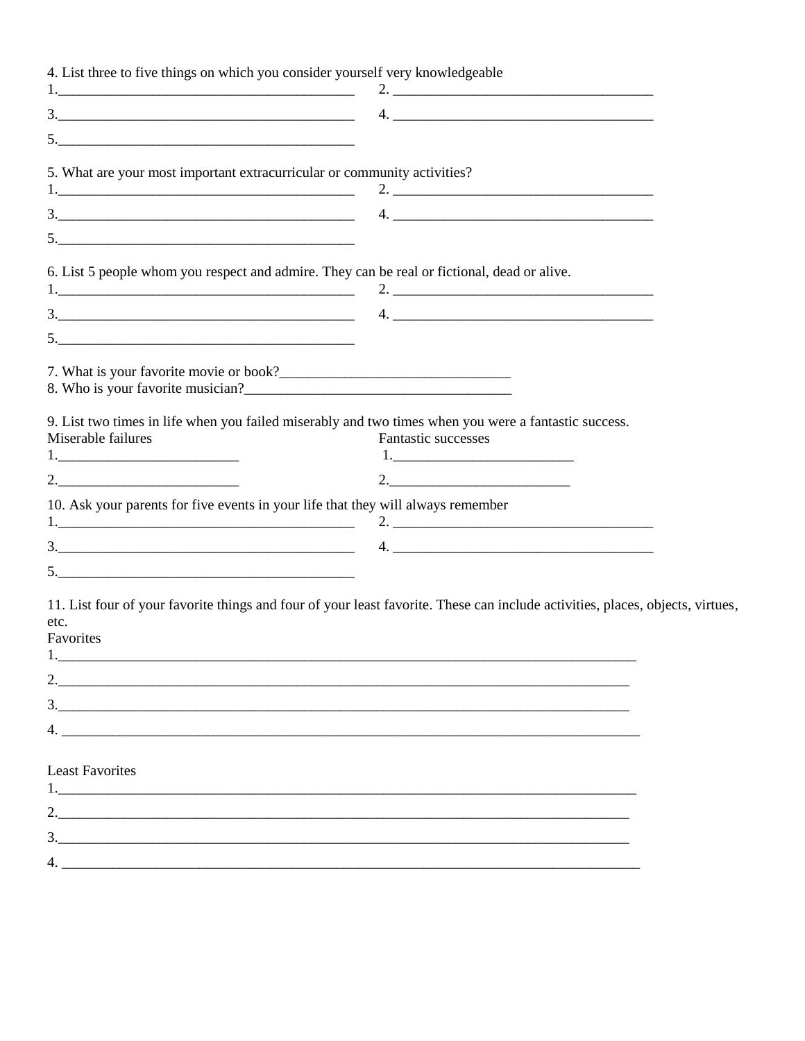4. List three to five things on which you consider yourself very knowledgeable

1.__________________________________________ 2. ____________________________________

3.__________________________________________ 4. ____________________________________

5.__________________________________________

5. What are your most important extracurricular or community activities?

1.__________________________________________ 2. ____________________________________

3.__________________________________________ 4. ____________________________________

5.__________________________________________

6. List 5 people whom you respect and admire. They can be real or fictional, dead or alive.

1.__________________________________________ 2. ____________________________________

3.__________________________________________ 4. ____________________________________

5.__________________________________________

7. What is your favorite movie or book?________________________________

8. Who is your favorite musician?_____________________________________

9. List two times in life when you failed miserably and two times when you were a fantastic success.

| Miserable failures | Fantastic successes |
| --- | --- |
| 1.__________________________ | 1.__________________________ |
| 2.__________________________ | 2.__________________________ |

10. Ask your parents for five events in your life that they will always remember

1.__________________________________________ 2. ____________________________________

3.__________________________________________ 4. ____________________________________

5.__________________________________________

11. List four of your favorite things and four of your least favorite. These can include activities, places, objects, virtues, etc.

Favorites

1.__________________________________________________________________________________

2.__________________________________________________________________________________

3.__________________________________________________________________________________

4. _________________________________________________________________________________

Least Favorites

1.__________________________________________________________________________________

2.__________________________________________________________________________________

3.__________________________________________________________________________________

4. _________________________________________________________________________________